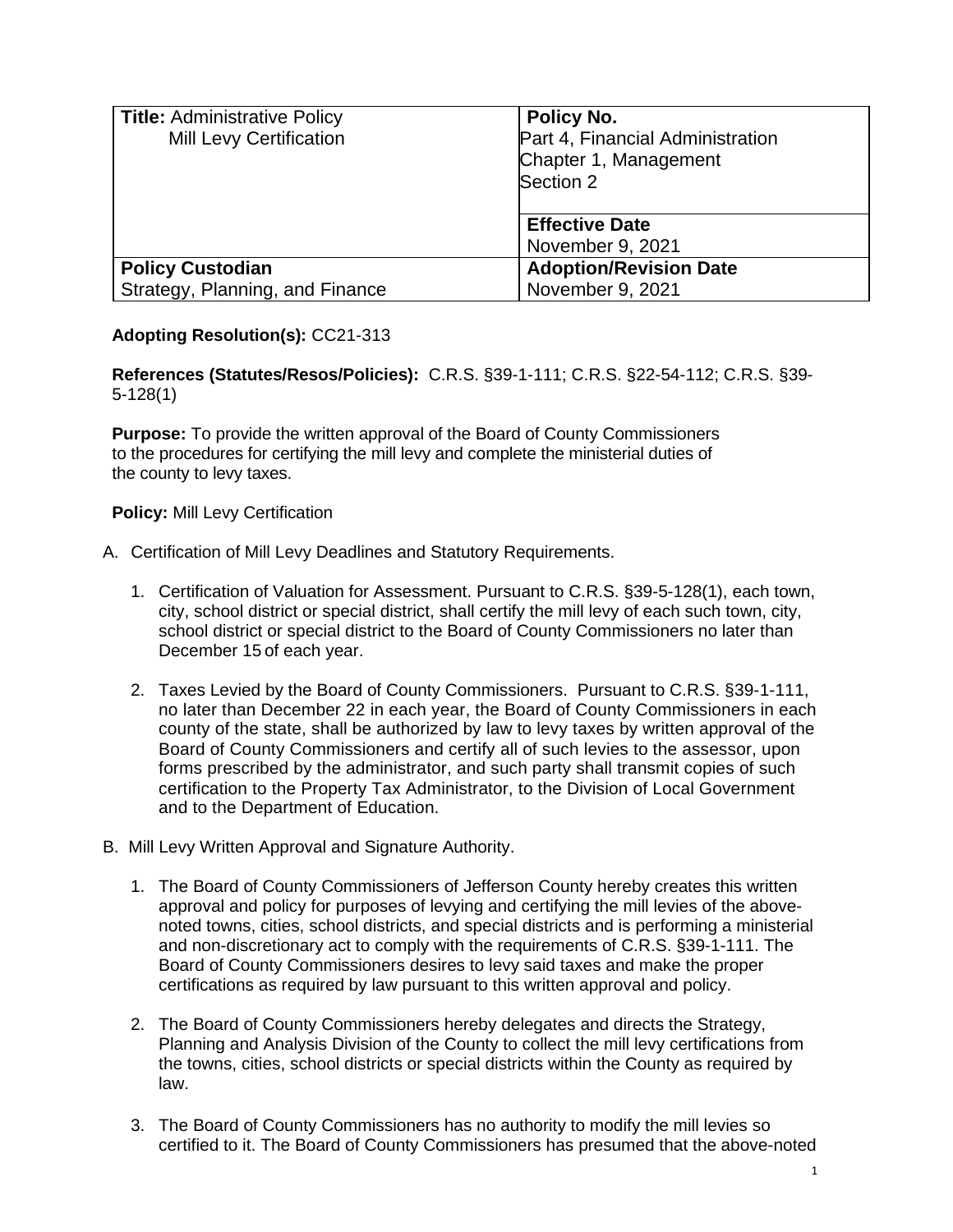| **Title:** Administrative Policy<br>Mill Levy Certification | **Policy No.**<br>Part 4, Financial Administration<br>Chapter 1, Management<br>Section 2 |
|---|---|
| | **Effective Date**<br>November 9, 2021 |
| **Policy Custodian**<br>Strategy, Planning, and Finance | **Adoption/Revision Date**<br>November 9, 2021 |

**Adopting Resolution(s):** CC21-313

**References (Statutes/Resos/Policies):** C.R.S. §39-1-111; C.R.S. §22-54-112; C.R.S. §39-5-128(1)

**Purpose:** To provide the written approval of the Board of County Commissioners to the procedures for certifying the mill levy and complete the ministerial duties of the county to levy taxes.

**Policy:** Mill Levy Certification

A. Certification of Mill Levy Deadlines and Statutory Requirements.

1. Certification of Valuation for Assessment. Pursuant to C.R.S. §39-5-128(1), each town, city, school district or special district, shall certify the mill levy of each such town, city, school district or special district to the Board of County Commissioners no later than December 15 of each year.

2. Taxes Levied by the Board of County Commissioners. Pursuant to C.R.S. §39-1-111, no later than December 22 in each year, the Board of County Commissioners in each county of the state, shall be authorized by law to levy taxes by written approval of the Board of County Commissioners and certify all of such levies to the assessor, upon forms prescribed by the administrator, and such party shall transmit copies of such certification to the Property Tax Administrator, to the Division of Local Government and to the Department of Education.

B. Mill Levy Written Approval and Signature Authority.

1. The Board of County Commissioners of Jefferson County hereby creates this written approval and policy for purposes of levying and certifying the mill levies of the above-noted towns, cities, school districts, and special districts and is performing a ministerial and non-discretionary act to comply with the requirements of C.R.S. §39-1-111. The Board of County Commissioners desires to levy said taxes and make the proper certifications as required by law pursuant to this written approval and policy.

2. The Board of County Commissioners hereby delegates and directs the Strategy, Planning and Analysis Division of the County to collect the mill levy certifications from the towns, cities, school districts or special districts within the County as required by law.

3. The Board of County Commissioners has no authority to modify the mill levies so certified to it. The Board of County Commissioners has presumed that the above-noted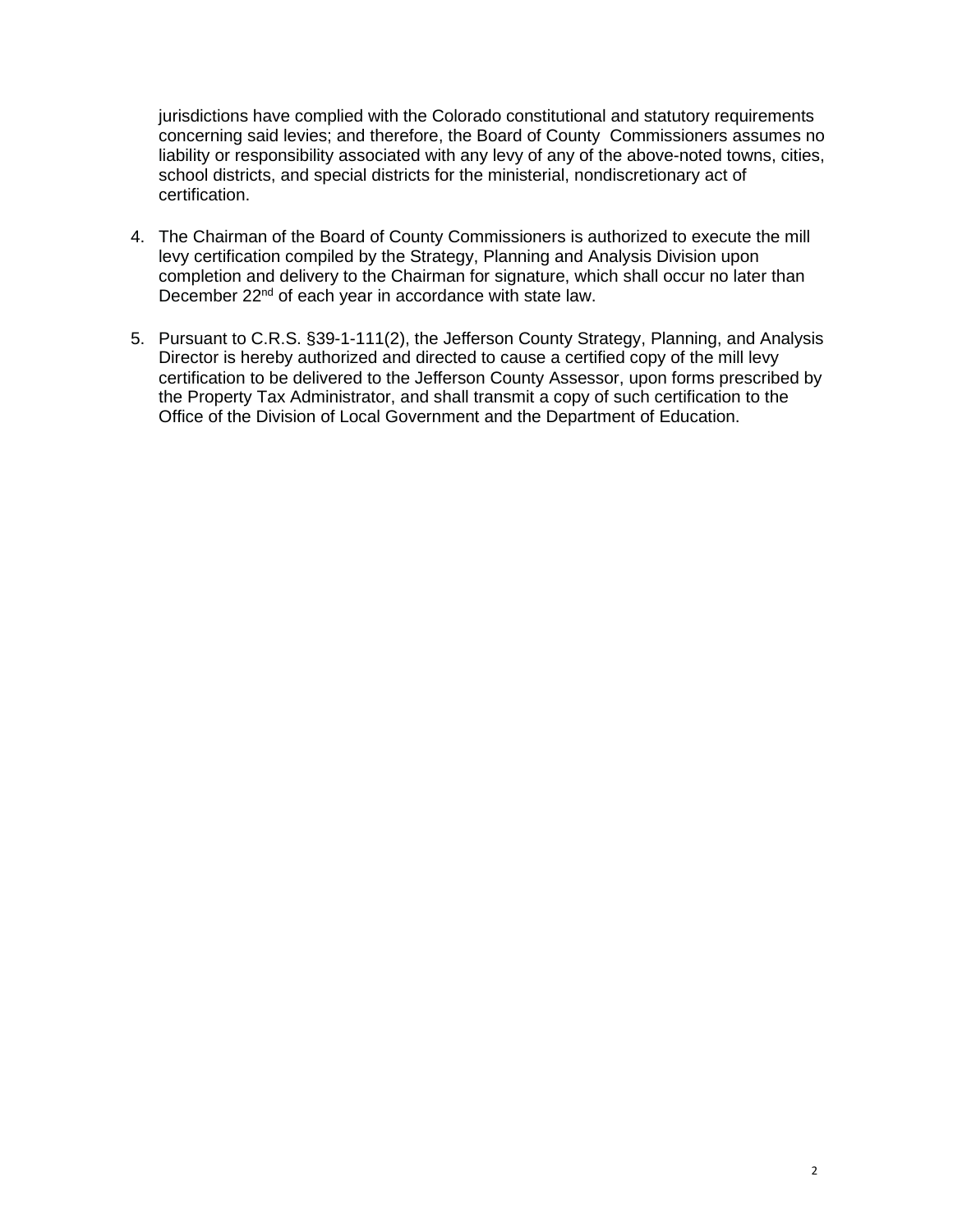jurisdictions have complied with the Colorado constitutional and statutory requirements concerning said levies; and therefore, the Board of County Commissioners assumes no liability or responsibility associated with any levy of any of the above-noted towns, cities, school districts, and special districts for the ministerial, nondiscretionary act of certification.

4. The Chairman of the Board of County Commissioners is authorized to execute the mill levy certification compiled by the Strategy, Planning and Analysis Division upon completion and delivery to the Chairman for signature, which shall occur no later than December 22nd of each year in accordance with state law.

5. Pursuant to C.R.S. §39-1-111(2), the Jefferson County Strategy, Planning, and Analysis Director is hereby authorized and directed to cause a certified copy of the mill levy certification to be delivered to the Jefferson County Assessor, upon forms prescribed by the Property Tax Administrator, and shall transmit a copy of such certification to the Office of the Division of Local Government and the Department of Education.